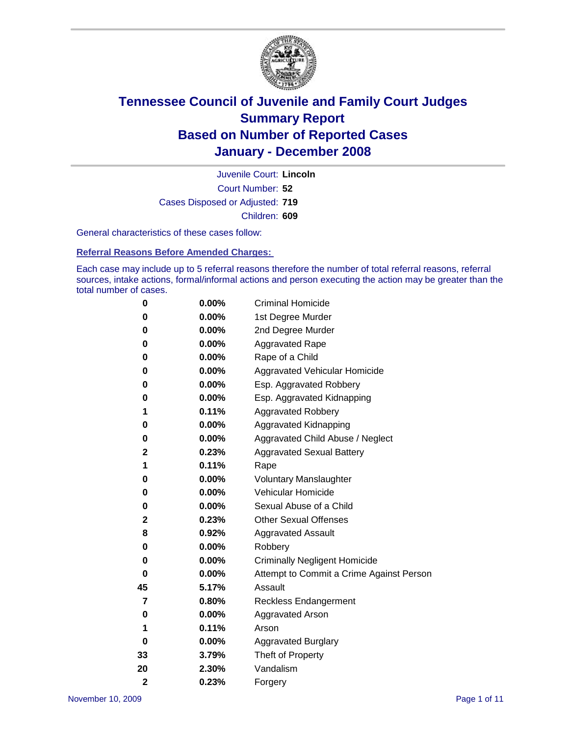# Tennessee Council of Juvenile and Family Court Judges
## Summary Report
## Based on Number of Reported Cases
## January - December 2008

Juvenile Court: **Lincoln**

Court Number: **52**

Cases Disposed or Adjusted: **719**

Children: **609**

General characteristics of these cases follow:

### Referral Reasons Before Amended Charges:

Each case may include up to 5 referral reasons therefore the number of total referral reasons, referral sources, intake actions, formal/informal actions and person executing the action may be greater than the total number of cases.

| | | |
|---|---|---|
| 0 | 0.00% | Criminal Homicide |
| 0 | 0.00% | 1st Degree Murder |
| 0 | 0.00% | 2nd Degree Murder |
| 0 | 0.00% | Aggravated Rape |
| 0 | 0.00% | Rape of a Child |
| 0 | 0.00% | Aggravated Vehicular Homicide |
| 0 | 0.00% | Esp. Aggravated Robbery |
| 0 | 0.00% | Esp. Aggravated Kidnapping |
| 1 | 0.11% | Aggravated Robbery |
| 0 | 0.00% | Aggravated Kidnapping |
| 0 | 0.00% | Aggravated Child Abuse / Neglect |
| 2 | 0.23% | Aggravated Sexual Battery |
| 1 | 0.11% | Rape |
| 0 | 0.00% | Voluntary Manslaughter |
| 0 | 0.00% | Vehicular Homicide |
| 0 | 0.00% | Sexual Abuse of a Child |
| 2 | 0.23% | Other Sexual Offenses |
| 8 | 0.92% | Aggravated Assault |
| 0 | 0.00% | Robbery |
| 0 | 0.00% | Criminally Negligent Homicide |
| 0 | 0.00% | Attempt to Commit a Crime Against Person |
| 45 | 5.17% | Assault |
| 7 | 0.80% | Reckless Endangerment |
| 0 | 0.00% | Aggravated Arson |
| 1 | 0.11% | Arson |
| 0 | 0.00% | Aggravated Burglary |
| 33 | 3.79% | Theft of Property |
| 20 | 2.30% | Vandalism |
| 2 | 0.23% | Forgery |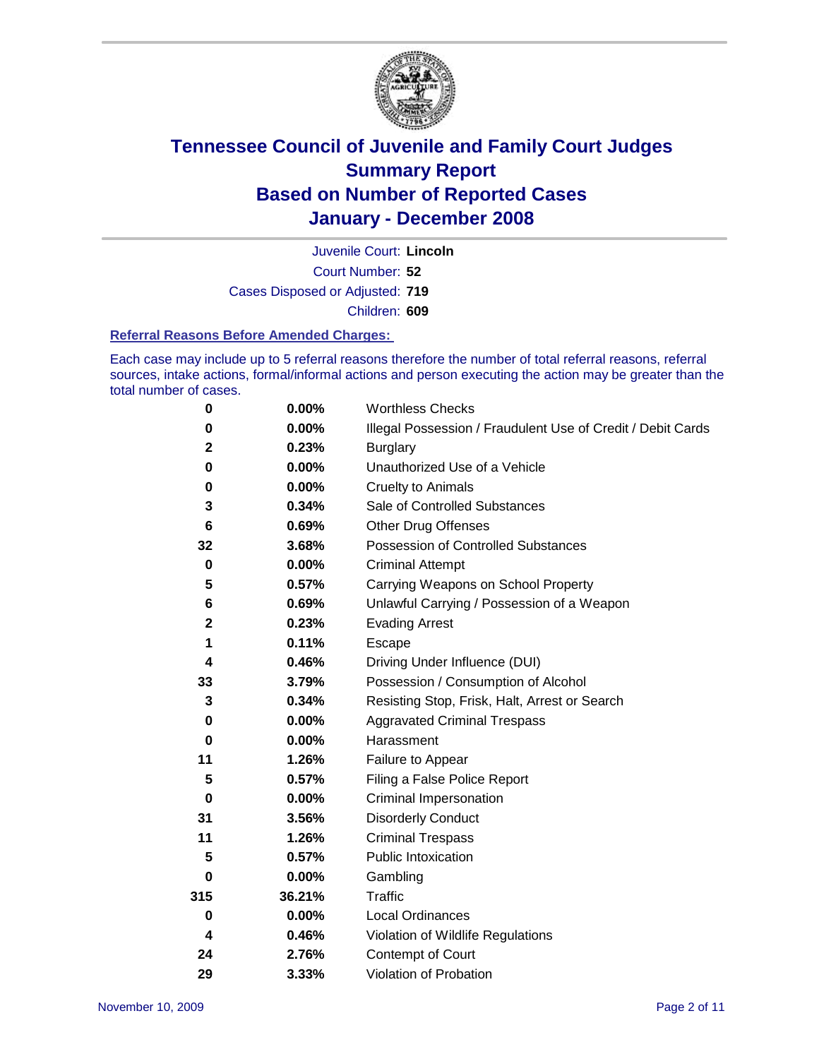# Tennessee Council of Juvenile and Family Court Judges
## Summary Report
## Based on Number of Reported Cases
## January - December 2008

Juvenile Court: **Lincoln**
Court Number: **52**
Cases Disposed or Adjusted: **719**
Children: **609**

### Referral Reasons Before Amended Charges:

Each case may include up to 5 referral reasons therefore the number of total referral reasons, referral sources, intake actions, formal/informal actions and person executing the action may be greater than the total number of cases.

| | | |
|---|---|---|
| 0 | 0.00% | Worthless Checks |
| 0 | 0.00% | Illegal Possession / Fraudulent Use of Credit / Debit Cards |
| 2 | 0.23% | Burglary |
| 0 | 0.00% | Unauthorized Use of a Vehicle |
| 0 | 0.00% | Cruelty to Animals |
| 3 | 0.34% | Sale of Controlled Substances |
| 6 | 0.69% | Other Drug Offenses |
| 32 | 3.68% | Possession of Controlled Substances |
| 0 | 0.00% | Criminal Attempt |
| 5 | 0.57% | Carrying Weapons on School Property |
| 6 | 0.69% | Unlawful Carrying / Possession of a Weapon |
| 2 | 0.23% | Evading Arrest |
| 1 | 0.11% | Escape |
| 4 | 0.46% | Driving Under Influence (DUI) |
| 33 | 3.79% | Possession / Consumption of Alcohol |
| 3 | 0.34% | Resisting Stop, Frisk, Halt, Arrest or Search |
| 0 | 0.00% | Aggravated Criminal Trespass |
| 0 | 0.00% | Harassment |
| 11 | 1.26% | Failure to Appear |
| 5 | 0.57% | Filing a False Police Report |
| 0 | 0.00% | Criminal Impersonation |
| 31 | 3.56% | Disorderly Conduct |
| 11 | 1.26% | Criminal Trespass |
| 5 | 0.57% | Public Intoxication |
| 0 | 0.00% | Gambling |
| 315 | 36.21% | Traffic |
| 0 | 0.00% | Local Ordinances |
| 4 | 0.46% | Violation of Wildlife Regulations |
| 24 | 2.76% | Contempt of Court |
| 29 | 3.33% | Violation of Probation |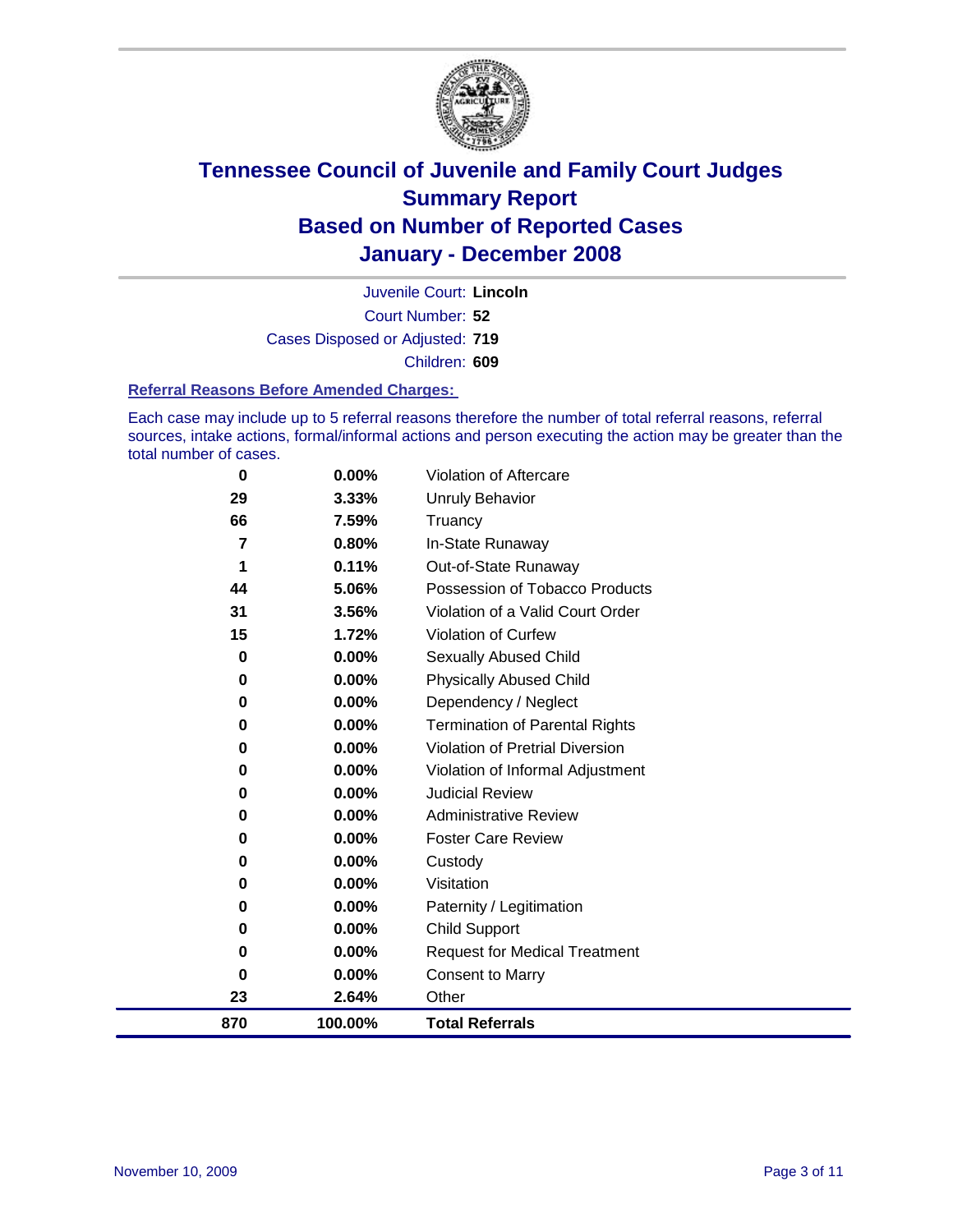# Tennessee Council of Juvenile and Family Court Judges
## Summary Report
## Based on Number of Reported Cases
## January - December 2008

Juvenile Court: **Lincoln**
Court Number: **52**
Cases Disposed or Adjusted: **719**
Children: **609**

### Referral Reasons Before Amended Charges:

Each case may include up to 5 referral reasons therefore the number of total referral reasons, referral sources, intake actions, formal/informal actions and person executing the action may be greater than the total number of cases.

| | | |
|---|---|---|
| 0 | 0.00% | Violation of Aftercare |
| 29 | 3.33% | Unruly Behavior |
| 66 | 7.59% | Truancy |
| 7 | 0.80% | In-State Runaway |
| 1 | 0.11% | Out-of-State Runaway |
| 44 | 5.06% | Possession of Tobacco Products |
| 31 | 3.56% | Violation of a Valid Court Order |
| 15 | 1.72% | Violation of Curfew |
| 0 | 0.00% | Sexually Abused Child |
| 0 | 0.00% | Physically Abused Child |
| 0 | 0.00% | Dependency / Neglect |
| 0 | 0.00% | Termination of Parental Rights |
| 0 | 0.00% | Violation of Pretrial Diversion |
| 0 | 0.00% | Violation of Informal Adjustment |
| 0 | 0.00% | Judicial Review |
| 0 | 0.00% | Administrative Review |
| 0 | 0.00% | Foster Care Review |
| 0 | 0.00% | Custody |
| 0 | 0.00% | Visitation |
| 0 | 0.00% | Paternity / Legitimation |
| 0 | 0.00% | Child Support |
| 0 | 0.00% | Request for Medical Treatment |
| 0 | 0.00% | Consent to Marry |
| 23 | 2.64% | Other |
| **870** | **100.00%** | **Total Referrals** |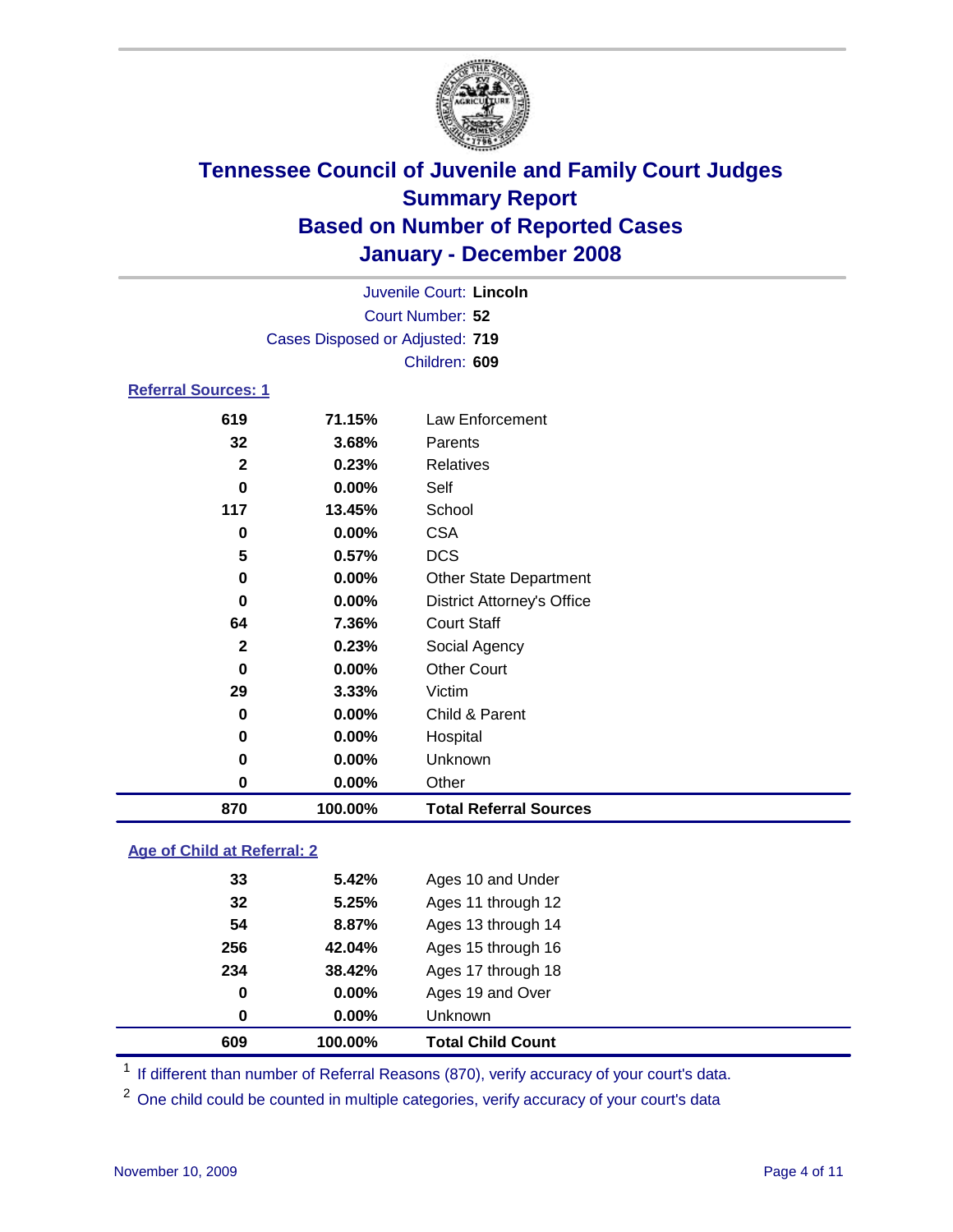# Tennessee Council of Juvenile and Family Court Judges
## Summary Report
## Based on Number of Reported Cases
## January - December 2008

Juvenile Court: **Lincoln**
Court Number: **52**
Cases Disposed or Adjusted: **719**
Children: **609**

### Referral Sources: 1

| Count | Percent | Source |
|---|---|---|
| 619 | 71.15% | Law Enforcement |
| 32 | 3.68% | Parents |
| 2 | 0.23% | Relatives |
| 0 | 0.00% | Self |
| 117 | 13.45% | School |
| 0 | 0.00% | CSA |
| 5 | 0.57% | DCS |
| 0 | 0.00% | Other State Department |
| 0 | 0.00% | District Attorney's Office |
| 64 | 7.36% | Court Staff |
| 2 | 0.23% | Social Agency |
| 0 | 0.00% | Other Court |
| 29 | 3.33% | Victim |
| 0 | 0.00% | Child & Parent |
| 0 | 0.00% | Hospital |
| 0 | 0.00% | Unknown |
| 0 | 0.00% | Other |
| **870** | **100.00%** | **Total Referral Sources** |

### Age of Child at Referral: 2

| Count | Percent | Age |
|---|---|---|
| 33 | 5.42% | Ages 10 and Under |
| 32 | 5.25% | Ages 11 through 12 |
| 54 | 8.87% | Ages 13 through 14 |
| 256 | 42.04% | Ages 15 through 16 |
| 234 | 38.42% | Ages 17 through 18 |
| 0 | 0.00% | Ages 19 and Over |
| 0 | 0.00% | Unknown |
| **609** | **100.00%** | **Total Child Count** |

[1] If different than number of Referral Reasons (870), verify accuracy of your court's data.

[2] One child could be counted in multiple categories, verify accuracy of your court's data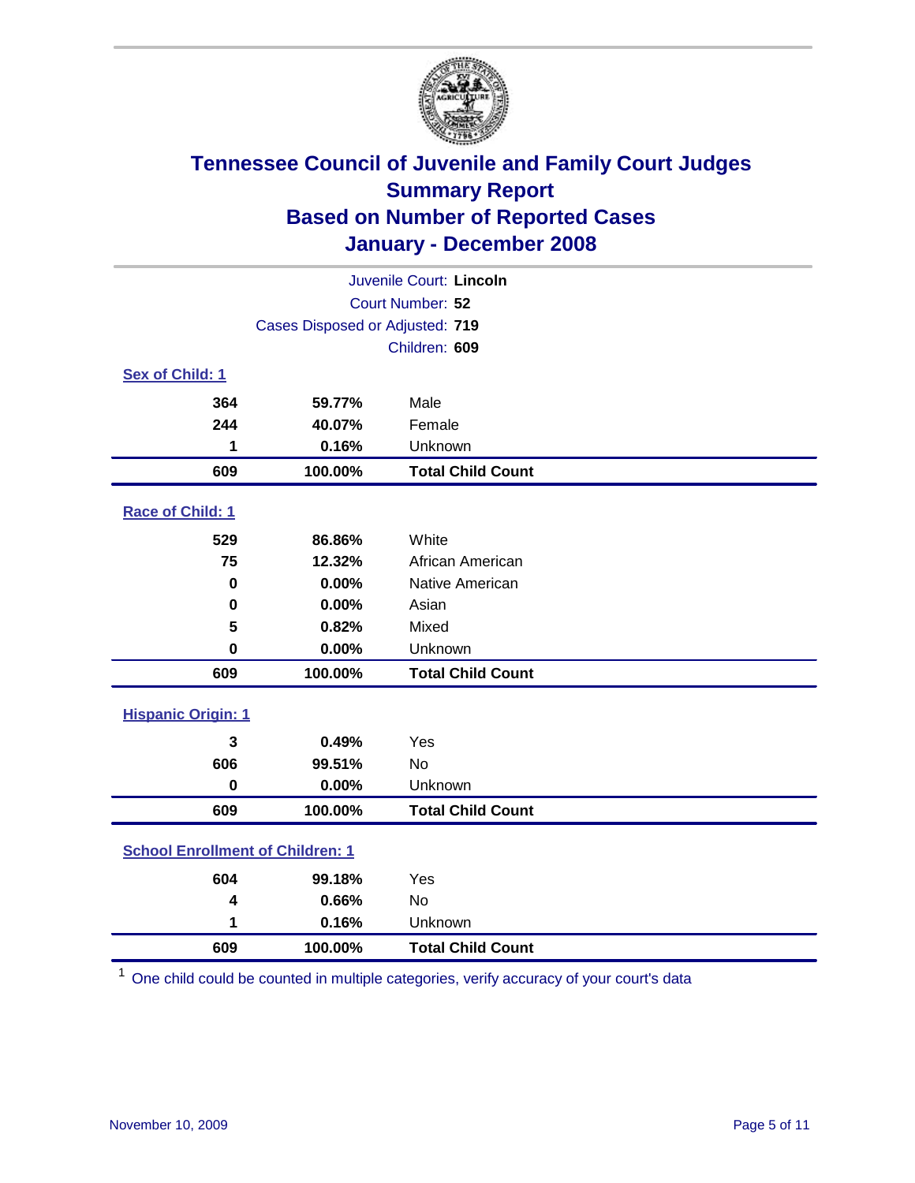# Tennessee Council of Juvenile and Family Court Judges
## Summary Report
## Based on Number of Reported Cases
## January - December 2008

Juvenile Court: **Lincoln**
Court Number: **52**
Cases Disposed or Adjusted: **719**
Children: **609**

### Sex of Child: 1

| Count | Percent | Category |
|---|---|---|
| 364 | 59.77% | Male |
| 244 | 40.07% | Female |
| 1 | 0.16% | Unknown |
| **609** | **100.00%** | **Total Child Count** |

### Race of Child: 1

| Count | Percent | Category |
|---|---|---|
| 529 | 86.86% | White |
| 75 | 12.32% | African American |
| 0 | 0.00% | Native American |
| 0 | 0.00% | Asian |
| 5 | 0.82% | Mixed |
| 0 | 0.00% | Unknown |
| **609** | **100.00%** | **Total Child Count** |

### Hispanic Origin: 1

| Count | Percent | Category |
|---|---|---|
| 3 | 0.49% | Yes |
| 606 | 99.51% | No |
| 0 | 0.00% | Unknown |
| **609** | **100.00%** | **Total Child Count** |

### School Enrollment of Children: 1

| Count | Percent | Category |
|---|---|---|
| 604 | 99.18% | Yes |
| 4 | 0.66% | No |
| 1 | 0.16% | Unknown |
| **609** | **100.00%** | **Total Child Count** |

[1] One child could be counted in multiple categories, verify accuracy of your court's data

November 10, 2009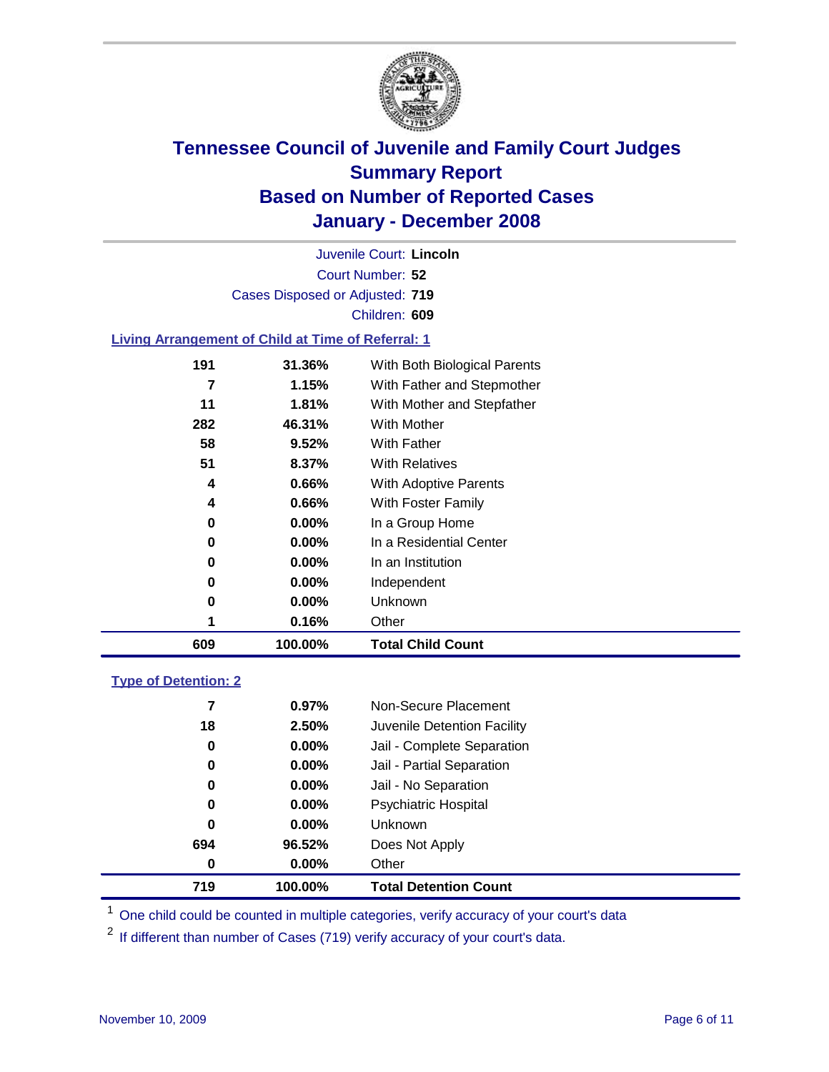# Tennessee Council of Juvenile and Family Court Judges
## Summary Report
## Based on Number of Reported Cases
## January - December 2008

Juvenile Court: **Lincoln**
Court Number: **52**
Cases Disposed or Adjusted: **719**
Children: **609**

### Living Arrangement of Child at Time of Referral: 1

| | | |
|---|---|---|
| 191 | 31.36% | With Both Biological Parents |
| 7 | 1.15% | With Father and Stepmother |
| 11 | 1.81% | With Mother and Stepfather |
| 282 | 46.31% | With Mother |
| 58 | 9.52% | With Father |
| 51 | 8.37% | With Relatives |
| 4 | 0.66% | With Adoptive Parents |
| 4 | 0.66% | With Foster Family |
| 0 | 0.00% | In a Group Home |
| 0 | 0.00% | In a Residential Center |
| 0 | 0.00% | In an Institution |
| 0 | 0.00% | Independent |
| 0 | 0.00% | Unknown |
| 1 | 0.16% | Other |
| **609** | **100.00%** | **Total Child Count** |

### Type of Detention: 2

| | | |
|---|---|---|
| 7 | 0.97% | Non-Secure Placement |
| 18 | 2.50% | Juvenile Detention Facility |
| 0 | 0.00% | Jail - Complete Separation |
| 0 | 0.00% | Jail - Partial Separation |
| 0 | 0.00% | Jail - No Separation |
| 0 | 0.00% | Psychiatric Hospital |
| 0 | 0.00% | Unknown |
| 694 | 96.52% | Does Not Apply |
| 0 | 0.00% | Other |
| **719** | **100.00%** | **Total Detention Count** |

[1] One child could be counted in multiple categories, verify accuracy of your court's data

[2] If different than number of Cases (719) verify accuracy of your court's data.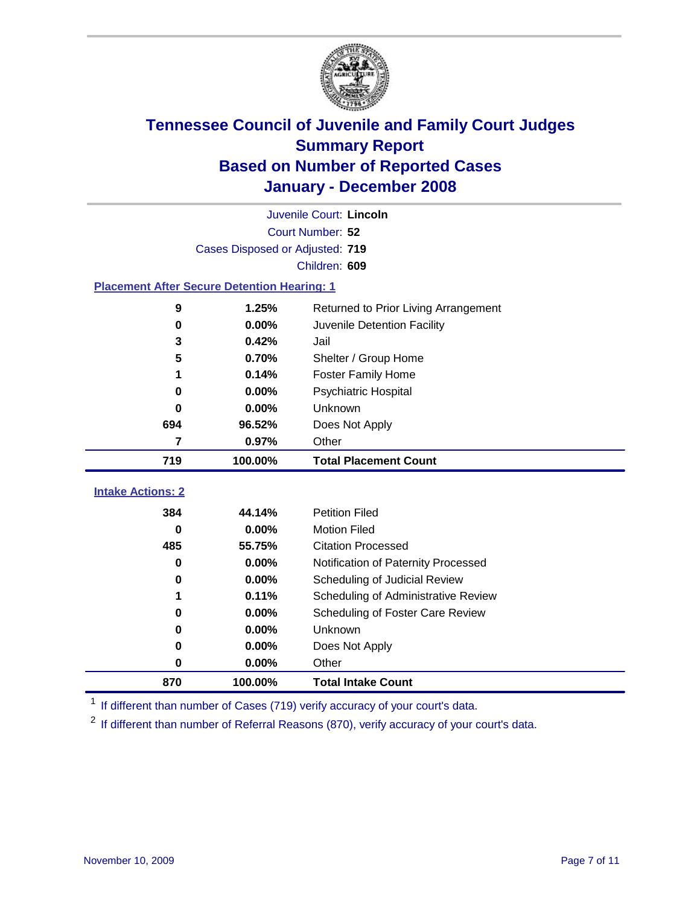# Tennessee Council of Juvenile and Family Court Judges
## Summary Report
## Based on Number of Reported Cases
## January - December 2008

Juvenile Court: **Lincoln**
Court Number: **52**
Cases Disposed or Adjusted: **719**
Children: **609**

### Placement After Secure Detention Hearing: 1

| Count | Percent | Placement |
|---|---|---|
| 9 | 1.25% | Returned to Prior Living Arrangement |
| 0 | 0.00% | Juvenile Detention Facility |
| 3 | 0.42% | Jail |
| 5 | 0.70% | Shelter / Group Home |
| 1 | 0.14% | Foster Family Home |
| 0 | 0.00% | Psychiatric Hospital |
| 0 | 0.00% | Unknown |
| 694 | 96.52% | Does Not Apply |
| 7 | 0.97% | Other |
| **719** | **100.00%** | **Total Placement Count** |

### Intake Actions: 2

| Count | Percent | Intake Action |
|---|---|---|
| 384 | 44.14% | Petition Filed |
| 0 | 0.00% | Motion Filed |
| 485 | 55.75% | Citation Processed |
| 0 | 0.00% | Notification of Paternity Processed |
| 0 | 0.00% | Scheduling of Judicial Review |
| 1 | 0.11% | Scheduling of Administrative Review |
| 0 | 0.00% | Scheduling of Foster Care Review |
| 0 | 0.00% | Unknown |
| 0 | 0.00% | Does Not Apply |
| 0 | 0.00% | Other |
| **870** | **100.00%** | **Total Intake Count** |

[1] If different than number of Cases (719) verify accuracy of your court's data.

[2] If different than number of Referral Reasons (870), verify accuracy of your court's data.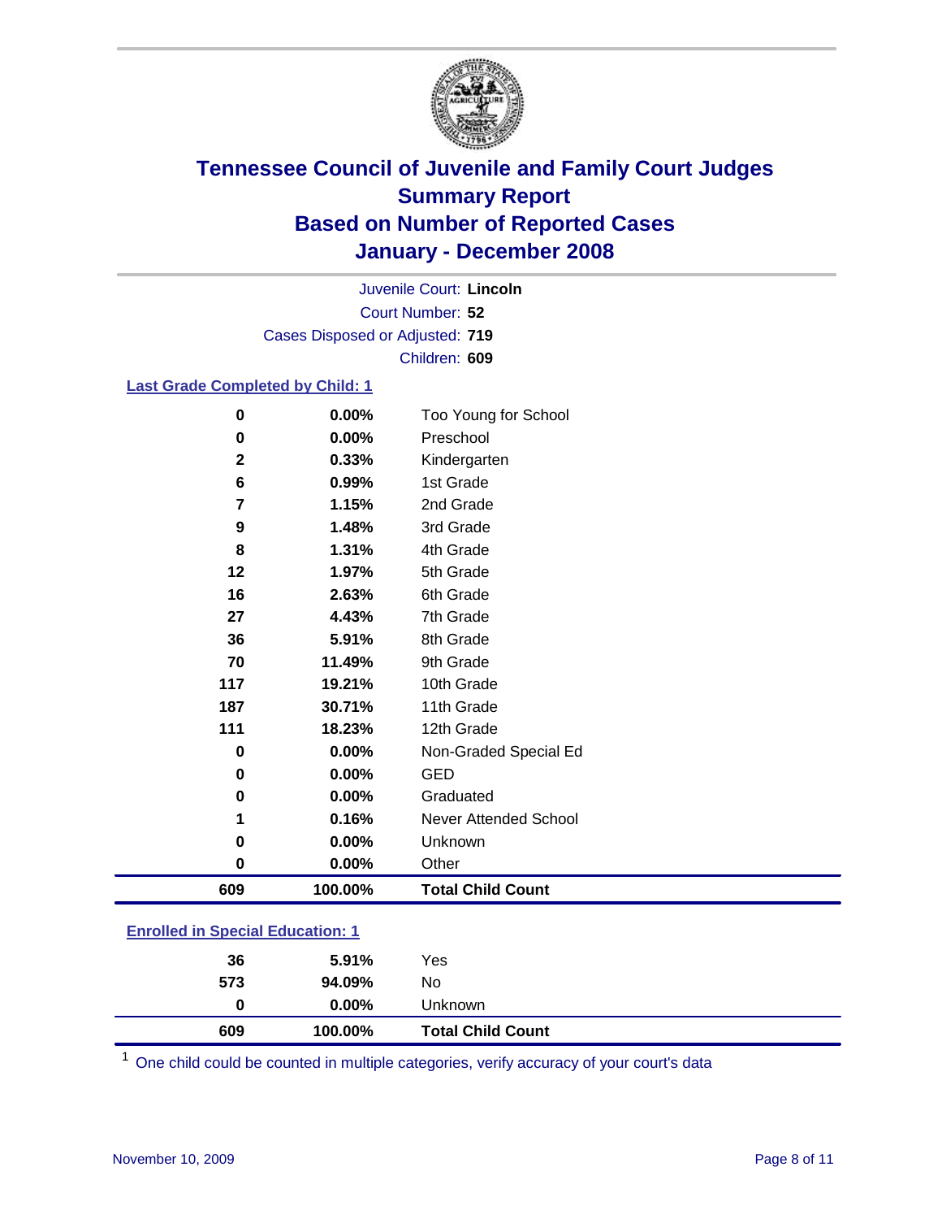# Tennessee Council of Juvenile and Family Court Judges
## Summary Report
## Based on Number of Reported Cases
## January - December 2008

Juvenile Court: **Lincoln**
Court Number: **52**
Cases Disposed or Adjusted: **719**
Children: **609**

### Last Grade Completed by Child: 1

| | | |
|---|---|---|
| 0 | 0.00% | Too Young for School |
| 0 | 0.00% | Preschool |
| 2 | 0.33% | Kindergarten |
| 6 | 0.99% | 1st Grade |
| 7 | 1.15% | 2nd Grade |
| 9 | 1.48% | 3rd Grade |
| 8 | 1.31% | 4th Grade |
| 12 | 1.97% | 5th Grade |
| 16 | 2.63% | 6th Grade |
| 27 | 4.43% | 7th Grade |
| 36 | 5.91% | 8th Grade |
| 70 | 11.49% | 9th Grade |
| 117 | 19.21% | 10th Grade |
| 187 | 30.71% | 11th Grade |
| 111 | 18.23% | 12th Grade |
| 0 | 0.00% | Non-Graded Special Ed |
| 0 | 0.00% | GED |
| 0 | 0.00% | Graduated |
| 1 | 0.16% | Never Attended School |
| 0 | 0.00% | Unknown |
| 0 | 0.00% | Other |
| **609** | **100.00%** | **Total Child Count** |

### Enrolled in Special Education: 1

| | | |
|---|---|---|
| 36 | 5.91% | Yes |
| 573 | 94.09% | No |
| 0 | 0.00% | Unknown |
| **609** | **100.00%** | **Total Child Count** |

[1] One child could be counted in multiple categories, verify accuracy of your court's data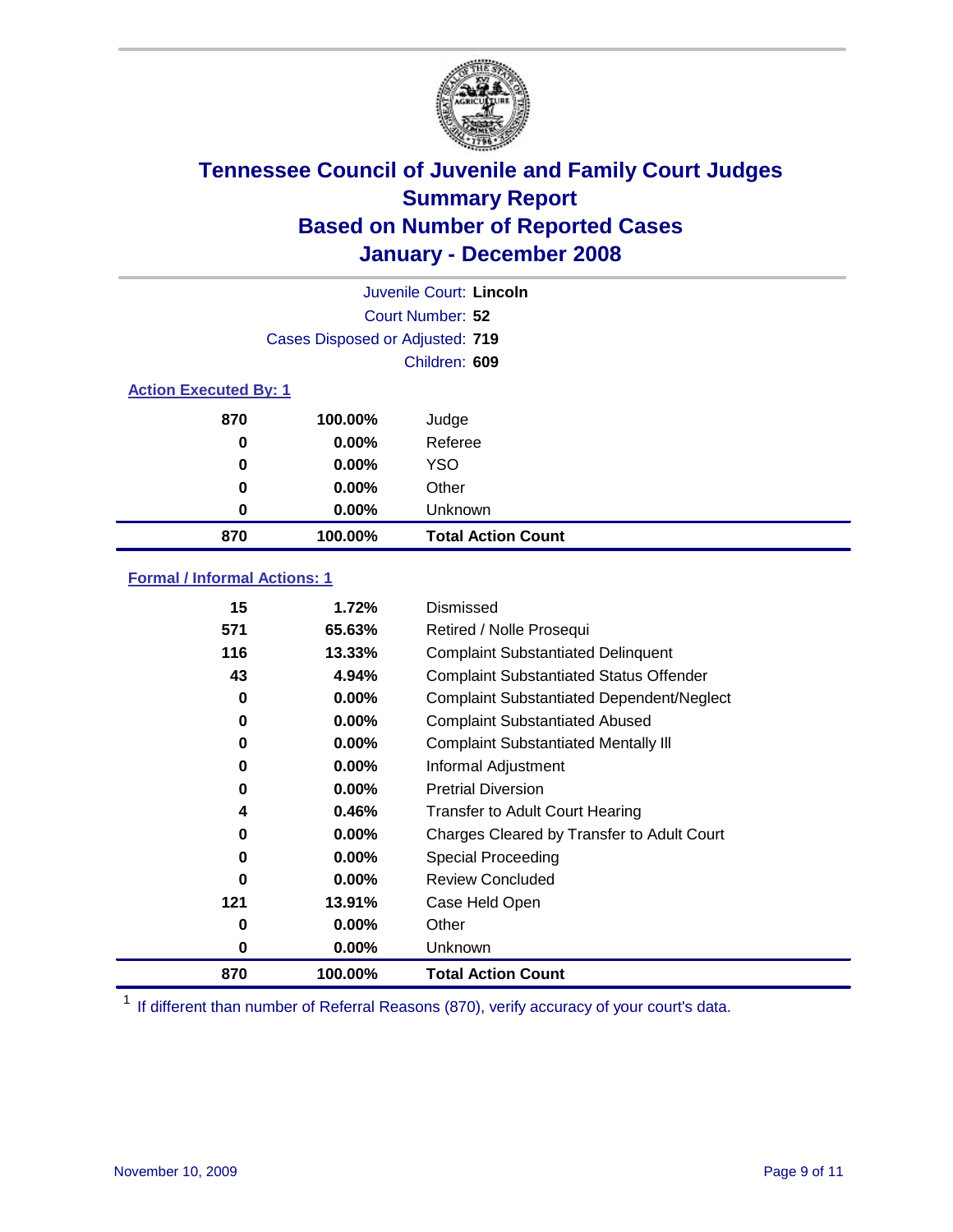# Tennessee Council of Juvenile and Family Court Judges
## Summary Report
## Based on Number of Reported Cases
## January - December 2008

Juvenile Court: **Lincoln**
Court Number: **52**
Cases Disposed or Adjusted: **719**
Children: **609**

### Action Executed By: 1

| Count | Percent | Action |
|---|---|---|
| 870 | 100.00% | Judge |
| 0 | 0.00% | Referee |
| 0 | 0.00% | YSO |
| 0 | 0.00% | Other |
| 0 | 0.00% | Unknown |
| **870** | **100.00%** | **Total Action Count** |

### Formal / Informal Actions: 1

| Count | Percent | Action |
|---|---|---|
| 15 | 1.72% | Dismissed |
| 571 | 65.63% | Retired / Nolle Prosequi |
| 116 | 13.33% | Complaint Substantiated Delinquent |
| 43 | 4.94% | Complaint Substantiated Status Offender |
| 0 | 0.00% | Complaint Substantiated Dependent/Neglect |
| 0 | 0.00% | Complaint Substantiated Abused |
| 0 | 0.00% | Complaint Substantiated Mentally Ill |
| 0 | 0.00% | Informal Adjustment |
| 0 | 0.00% | Pretrial Diversion |
| 4 | 0.46% | Transfer to Adult Court Hearing |
| 0 | 0.00% | Charges Cleared by Transfer to Adult Court |
| 0 | 0.00% | Special Proceeding |
| 0 | 0.00% | Review Concluded |
| 121 | 13.91% | Case Held Open |
| 0 | 0.00% | Other |
| 0 | 0.00% | Unknown |
| **870** | **100.00%** | **Total Action Count** |

[1] If different than number of Referral Reasons (870), verify accuracy of your court's data.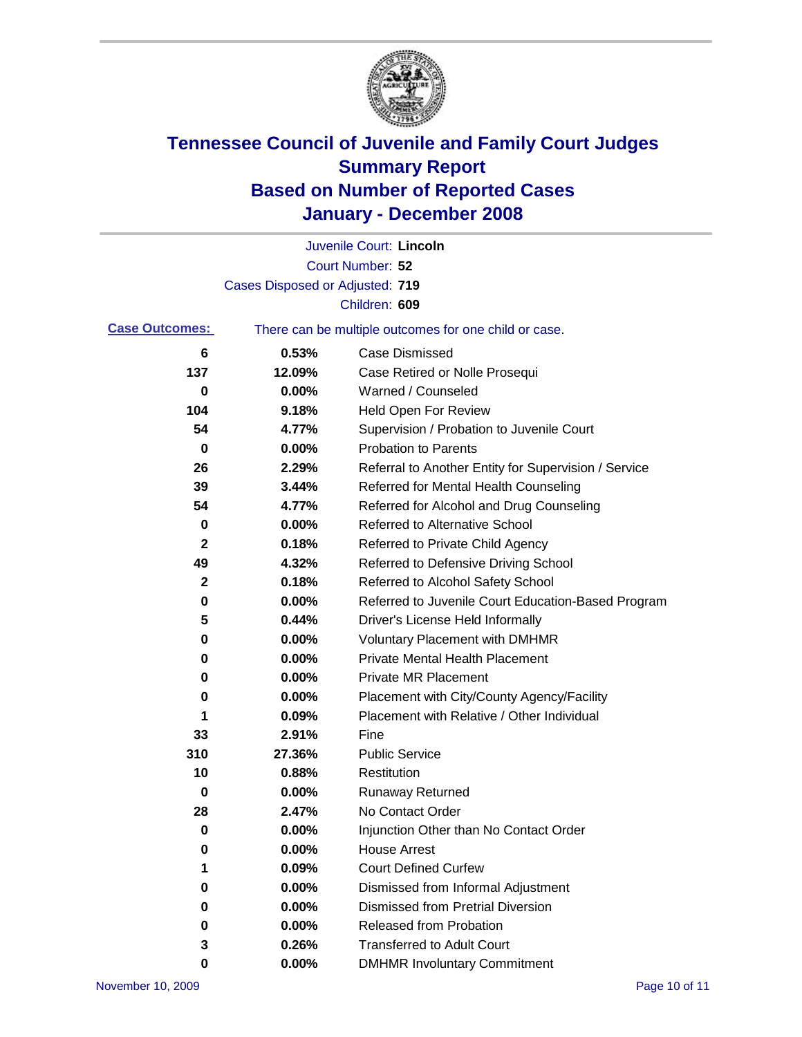# Tennessee Council of Juvenile and Family Court Judges
## Summary Report
## Based on Number of Reported Cases
## January - December 2008

Juvenile Court: **Lincoln**
Court Number: **52**
Cases Disposed or Adjusted: **719**
Children: **609**

**Case Outcomes:** There can be multiple outcomes for one child or case.

| Count | Percent | Outcome |
|---|---|---|
| 6 | 0.53% | Case Dismissed |
| 137 | 12.09% | Case Retired or Nolle Prosequi |
| 0 | 0.00% | Warned / Counseled |
| 104 | 9.18% | Held Open For Review |
| 54 | 4.77% | Supervision / Probation to Juvenile Court |
| 0 | 0.00% | Probation to Parents |
| 26 | 2.29% | Referral to Another Entity for Supervision / Service |
| 39 | 3.44% | Referred for Mental Health Counseling |
| 54 | 4.77% | Referred for Alcohol and Drug Counseling |
| 0 | 0.00% | Referred to Alternative School |
| 2 | 0.18% | Referred to Private Child Agency |
| 49 | 4.32% | Referred to Defensive Driving School |
| 2 | 0.18% | Referred to Alcohol Safety School |
| 0 | 0.00% | Referred to Juvenile Court Education-Based Program |
| 5 | 0.44% | Driver's License Held Informally |
| 0 | 0.00% | Voluntary Placement with DMHMR |
| 0 | 0.00% | Private Mental Health Placement |
| 0 | 0.00% | Private MR Placement |
| 0 | 0.00% | Placement with City/County Agency/Facility |
| 1 | 0.09% | Placement with Relative / Other Individual |
| 33 | 2.91% | Fine |
| 310 | 27.36% | Public Service |
| 10 | 0.88% | Restitution |
| 0 | 0.00% | Runaway Returned |
| 28 | 2.47% | No Contact Order |
| 0 | 0.00% | Injunction Other than No Contact Order |
| 0 | 0.00% | House Arrest |
| 1 | 0.09% | Court Defined Curfew |
| 0 | 0.00% | Dismissed from Informal Adjustment |
| 0 | 0.00% | Dismissed from Pretrial Diversion |
| 0 | 0.00% | Released from Probation |
| 3 | 0.26% | Transferred to Adult Court |
| 0 | 0.00% | DMHMR Involuntary Commitment |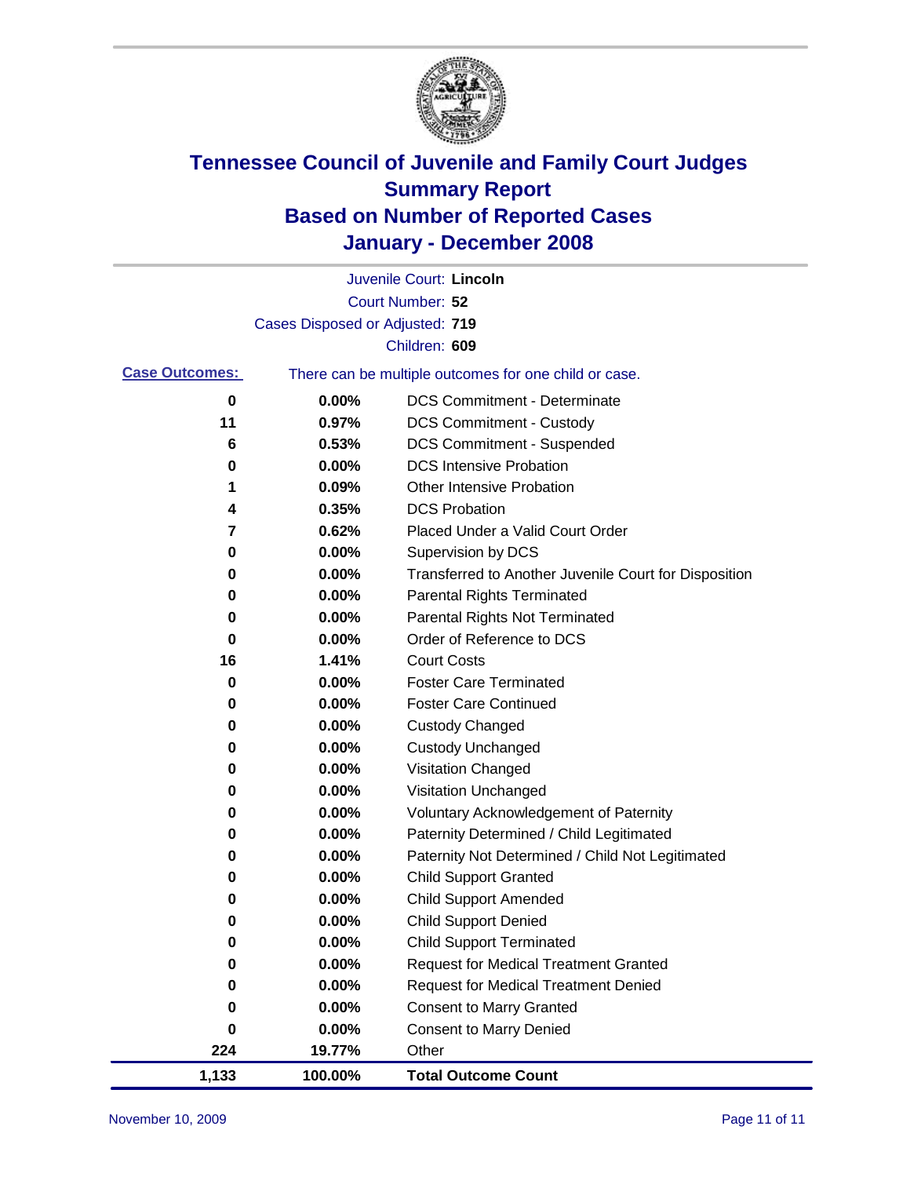# Tennessee Council of Juvenile and Family Court Judges
# Summary Report
# Based on Number of Reported Cases
# January - December 2008

Juvenile Court: **Lincoln**

Court Number: **52**

Cases Disposed or Adjusted: **719**

Children: **609**

**Case Outcomes:** There can be multiple outcomes for one child or case.

| | | |
|---|---|---|
| 0 | 0.00% | DCS Commitment - Determinate |
| 11 | 0.97% | DCS Commitment - Custody |
| 6 | 0.53% | DCS Commitment - Suspended |
| 0 | 0.00% | DCS Intensive Probation |
| 1 | 0.09% | Other Intensive Probation |
| 4 | 0.35% | DCS Probation |
| 7 | 0.62% | Placed Under a Valid Court Order |
| 0 | 0.00% | Supervision by DCS |
| 0 | 0.00% | Transferred to Another Juvenile Court for Disposition |
| 0 | 0.00% | Parental Rights Terminated |
| 0 | 0.00% | Parental Rights Not Terminated |
| 0 | 0.00% | Order of Reference to DCS |
| 16 | 1.41% | Court Costs |
| 0 | 0.00% | Foster Care Terminated |
| 0 | 0.00% | Foster Care Continued |
| 0 | 0.00% | Custody Changed |
| 0 | 0.00% | Custody Unchanged |
| 0 | 0.00% | Visitation Changed |
| 0 | 0.00% | Visitation Unchanged |
| 0 | 0.00% | Voluntary Acknowledgement of Paternity |
| 0 | 0.00% | Paternity Determined / Child Legitimated |
| 0 | 0.00% | Paternity Not Determined / Child Not Legitimated |
| 0 | 0.00% | Child Support Granted |
| 0 | 0.00% | Child Support Amended |
| 0 | 0.00% | Child Support Denied |
| 0 | 0.00% | Child Support Terminated |
| 0 | 0.00% | Request for Medical Treatment Granted |
| 0 | 0.00% | Request for Medical Treatment Denied |
| 0 | 0.00% | Consent to Marry Granted |
| 0 | 0.00% | Consent to Marry Denied |
| 224 | 19.77% | Other |
| **1,133** | **100.00%** | **Total Outcome Count** |